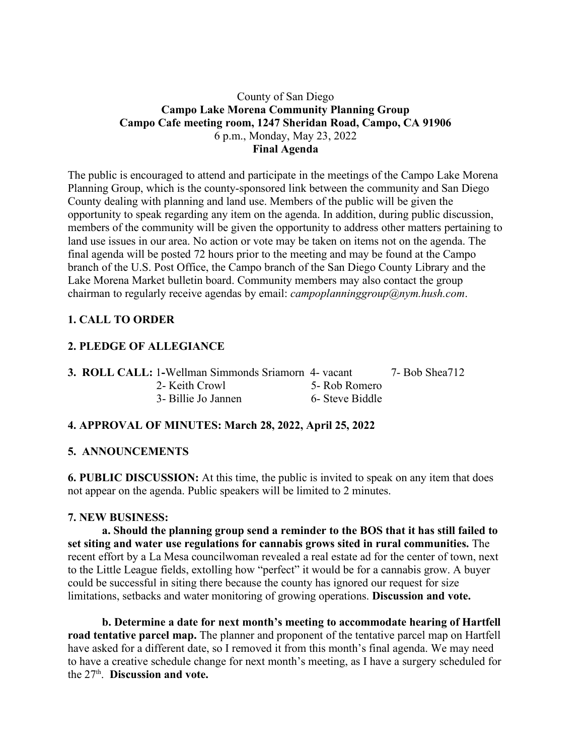County of San Diego

**Campo Lake Morena Community Planning Group**

**Campo Cafe meeting room, 1247 Sheridan Road, Campo, CA 91906**

6 p.m., Monday, May 23, 2022

**Final Agenda**

The public is encouraged to attend and participate in the meetings of the Campo Lake Morena Planning Group, which is the county-sponsored link between the community and San Diego County dealing with planning and land use. Members of the public will be given the opportunity to speak regarding any item on the agenda. In addition, during public discussion, members of the community will be given the opportunity to address other matters pertaining to land use issues in our area. No action or vote may be taken on items not on the agenda. The final agenda will be posted 72 hours prior to the meeting and may be found at the Campo branch of the U.S. Post Office, the Campo branch of the San Diego County Library and the Lake Morena Market bulletin board. Community members may also contact the group chairman to regularly receive agendas by email: *campoplanninggroup@nym.hush.com*.

**1. CALL TO ORDER**

**2. PLEDGE OF ALLEGIANCE**

**3. ROLL CALL:** 1-Wellman Simmonds Sriamorn, 2- Keith Crowl, 3- Billie Jo Jannen, 4- vacant, 5- Rob Romero, 6- Steve Biddle, 7- Bob Shea712

**4. APPROVAL OF MINUTES: March 28, 2022, April 25, 2022**

**5. ANNOUNCEMENTS**

**6. PUBLIC DISCUSSION:** At this time, the public is invited to speak on any item that does not appear on the agenda. Public speakers will be limited to 2 minutes.

**7. NEW BUSINESS:**

**a. Should the planning group send a reminder to the BOS that it has still failed to set siting and water use regulations for cannabis grows sited in rural communities.** The recent effort by a La Mesa councilwoman revealed a real estate ad for the center of town, next to the Little League fields, extolling how "perfect" it would be for a cannabis grow. A buyer could be successful in siting there because the county has ignored our request for size limitations, setbacks and water monitoring of growing operations. **Discussion and vote.**

**b. Determine a date for next month's meeting to accommodate hearing of Hartfell road tentative parcel map.** The planner and proponent of the tentative parcel map on Hartfell have asked for a different date, so I removed it from this month's final agenda. We may need to have a creative schedule change for next month's meeting, as I have a surgery scheduled for the 27th. **Discussion and vote.**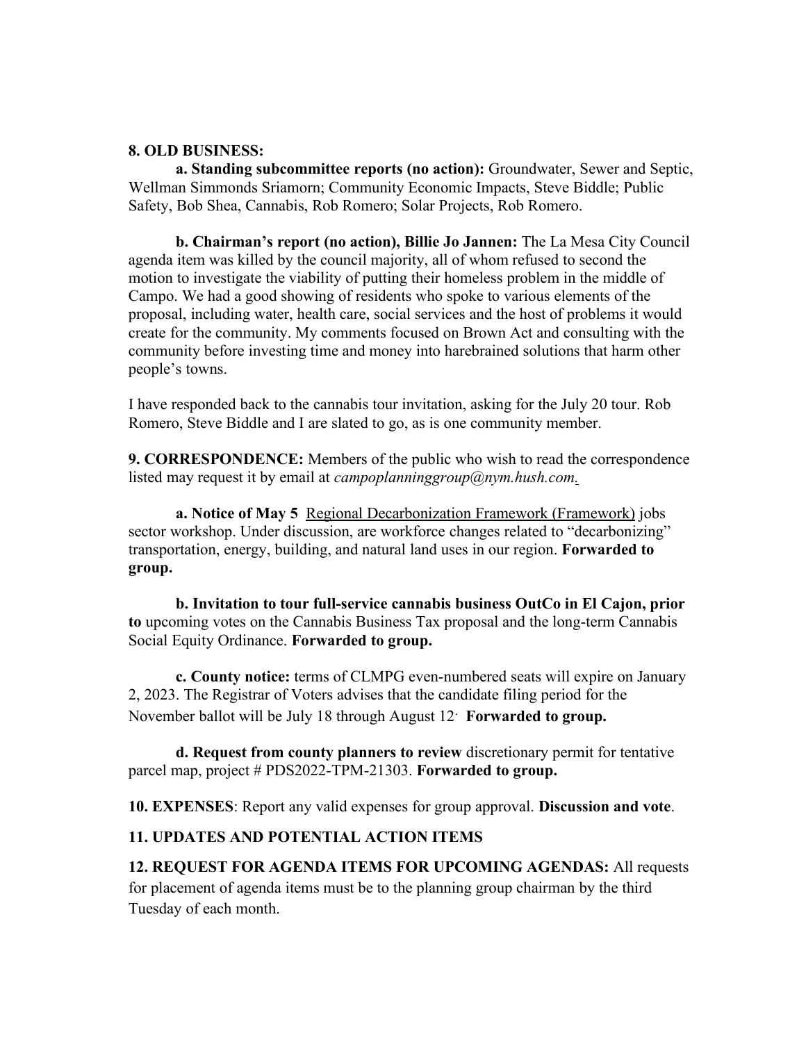**8. OLD BUSINESS:**

**a. Standing subcommittee reports (no action):** Groundwater, Sewer and Septic, Wellman Simmonds Sriamorn; Community Economic Impacts, Steve Biddle; Public Safety, Bob Shea, Cannabis, Rob Romero; Solar Projects, Rob Romero.

**b. Chairman's report (no action), Billie Jo Jannen:** The La Mesa City Council agenda item was killed by the council majority, all of whom refused to second the motion to investigate the viability of putting their homeless problem in the middle of Campo. We had a good showing of residents who spoke to various elements of the proposal, including water, health care, social services and the host of problems it would create for the community. My comments focused on Brown Act and consulting with the community before investing time and money into harebrained solutions that harm other people's towns.

I have responded back to the cannabis tour invitation, asking for the July 20 tour. Rob Romero, Steve Biddle and I are slated to go, as is one community member.

**9. CORRESPONDENCE:** Members of the public who wish to read the correspondence listed may request it by email at *campoplanninggroup@nym.hush.com*.

**a. Notice of May 5** Regional Decarbonization Framework (Framework) jobs sector workshop. Under discussion, are workforce changes related to "decarbonizing" transportation, energy, building, and natural land uses in our region. **Forwarded to group.**

**b. Invitation to tour full-service cannabis business OutCo in El Cajon, prior to** upcoming votes on the Cannabis Business Tax proposal and the long-term Cannabis Social Equity Ordinance. **Forwarded to group.**

**c. County notice:** terms of CLMPG even-numbered seats will expire on January 2, 2023. The Registrar of Voters advises that the candidate filing period for the November ballot will be July 18 through August 12. **Forwarded to group.**

**d. Request from county planners to review** discretionary permit for tentative parcel map, project # PDS2022-TPM-21303. **Forwarded to group.**

**10. EXPENSES**: Report any valid expenses for group approval. **Discussion and vote**.

**11. UPDATES AND POTENTIAL ACTION ITEMS**

**12. REQUEST FOR AGENDA ITEMS FOR UPCOMING AGENDAS:** All requests for placement of agenda items must be to the planning group chairman by the third Tuesday of each month.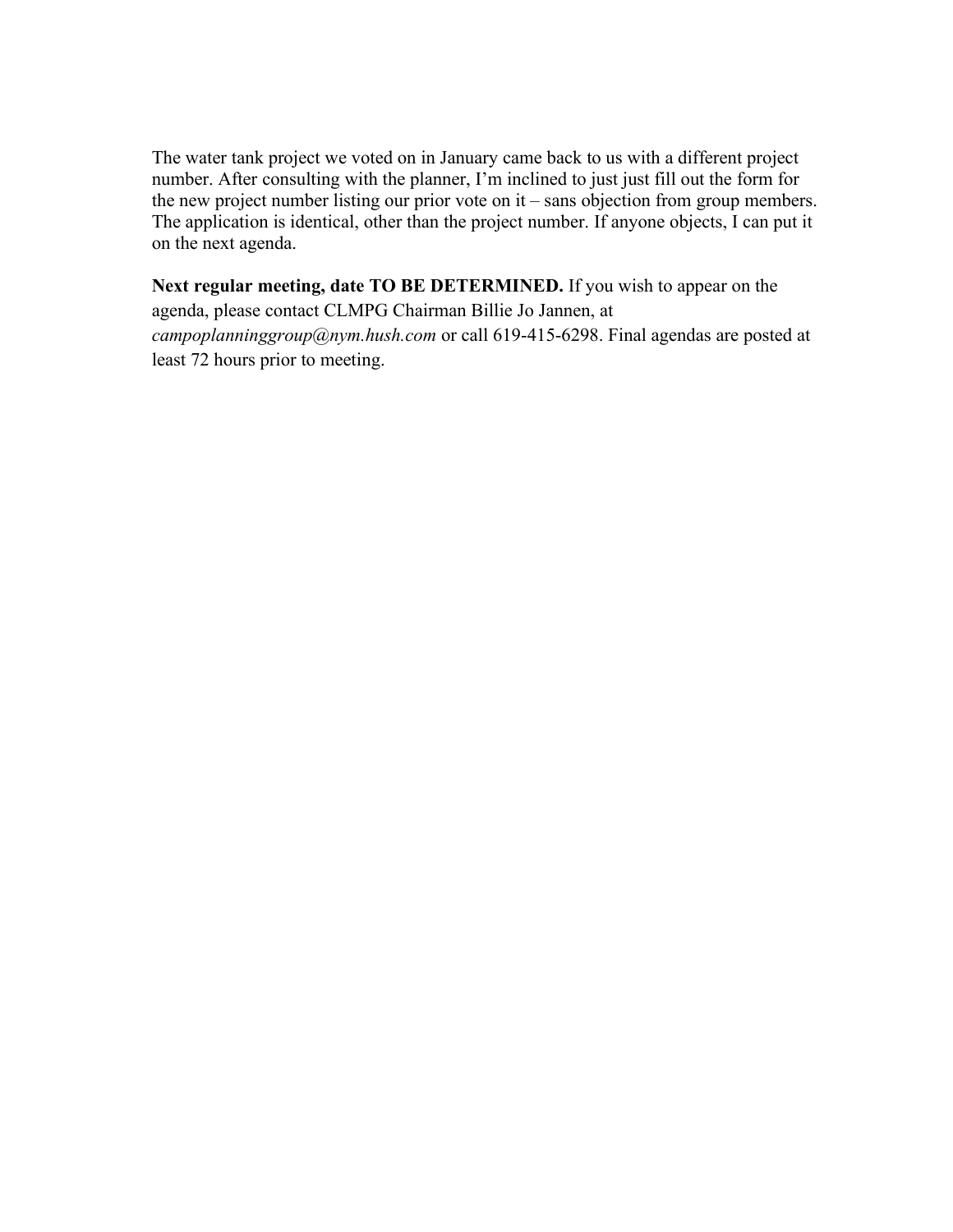The water tank project we voted on in January came back to us with a different project number. After consulting with the planner, I'm inclined to just just fill out the form for the new project number listing our prior vote on it – sans objection from group members. The application is identical, other than the project number. If anyone objects, I can put it on the next agenda.

**Next regular meeting, date TO BE DETERMINED.** If you wish to appear on the agenda, please contact CLMPG Chairman Billie Jo Jannen, at *campoplanninggroup@nym.hush.com* or call 619-415-6298. Final agendas are posted at least 72 hours prior to meeting.